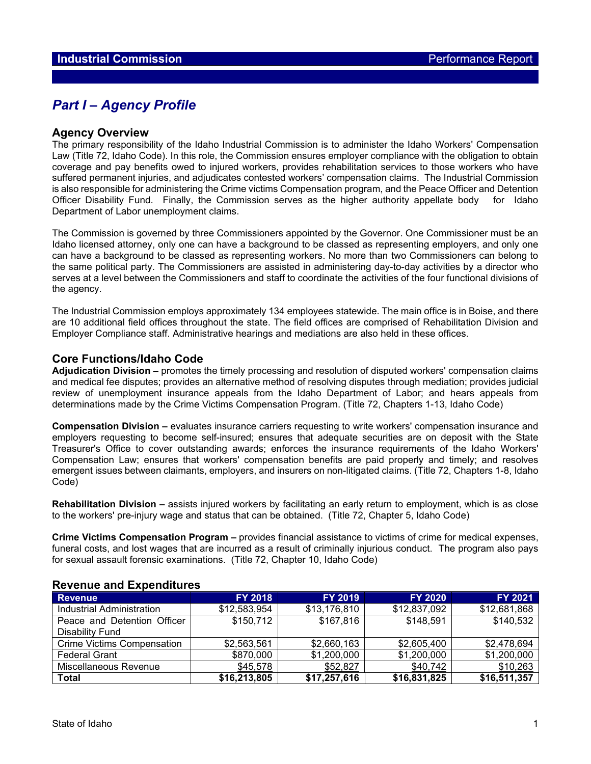# Part I – Agency Profile

## Agency Overview

The primary responsibility of the Idaho Industrial Commission is to administer the Idaho Workers' Compensation Law (Title 72, Idaho Code). In this role, the Commission ensures employer compliance with the obligation to obtain coverage and pay benefits owed to injured workers, provides rehabilitation services to those workers who have suffered permanent injuries, and adjudicates contested workers' compensation claims. The Industrial Commission is also responsible for administering the Crime victims Compensation program, and the Peace Officer and Detention Officer Disability Fund. Finally, the Commission serves as the higher authority appellate body for Idaho Department of Labor unemployment claims.

The Commission is governed by three Commissioners appointed by the Governor. One Commissioner must be an Idaho licensed attorney, only one can have a background to be classed as representing employers, and only one can have a background to be classed as representing workers. No more than two Commissioners can belong to the same political party. The Commissioners are assisted in administering day-to-day activities by a director who serves at a level between the Commissioners and staff to coordinate the activities of the four functional divisions of the agency.

The Industrial Commission employs approximately 134 employees statewide. The main office is in Boise, and there are 10 additional field offices throughout the state. The field offices are comprised of Rehabilitation Division and Employer Compliance staff. Administrative hearings and mediations are also held in these offices.

## Core Functions/Idaho Code

**Adjudication Division –** promotes the timely processing and resolution of disputed workers' compensation claims and medical fee disputes; provides an alternative method of resolving disputes through mediation; provides judicial review of unemployment insurance appeals from the Idaho Department of Labor; and hears appeals from determinations made by the Crime Victims Compensation Program. (Title 72, Chapters 1-13, Idaho Code)

**Compensation Division –** evaluates insurance carriers requesting to write workers' compensation insurance and employers requesting to become self-insured; ensures that adequate securities are on deposit with the State Treasurer's Office to cover outstanding awards; enforces the insurance requirements of the Idaho Workers' Compensation Law; ensures that workers' compensation benefits are paid properly and timely; and resolves emergent issues between claimants, employers, and insurers on non-litigated claims. (Title 72, Chapters 1-8, Idaho Code)

**Rehabilitation Division –** assists injured workers by facilitating an early return to employment, which is as close to the workers' pre-injury wage and status that can be obtained. (Title 72, Chapter 5, Idaho Code)

**Crime Victims Compensation Program –** provides financial assistance to victims of crime for medical expenses, funeral costs, and lost wages that are incurred as a result of criminally injurious conduct. The program also pays for sexual assault forensic examinations. (Title 72, Chapter 10, Idaho Code)

## Revenue and Expenditures

| Revenue | FY 2018 | FY 2019 | FY 2020 | FY 2021 |
|---|---|---|---|---|
| Industrial Administration | $12,583,954 | $13,176,810 | $12,837,092 | $12,681,868 |
| Peace and Detention Officer Disability Fund | $150,712 | $167,816 | $148,591 | $140,532 |
| Crime Victims Compensation | $2,563,561 | $2,660,163 | $2,605,400 | $2,478,694 |
| Federal Grant | $870,000 | $1,200,000 | $1,200,000 | $1,200,000 |
| Miscellaneous Revenue | $45,578 | $52,827 | $40,742 | $10,263 |
| **Total** | **$16,213,805** | **$17,257,616** | **$16,831,825** | **$16,511,357** |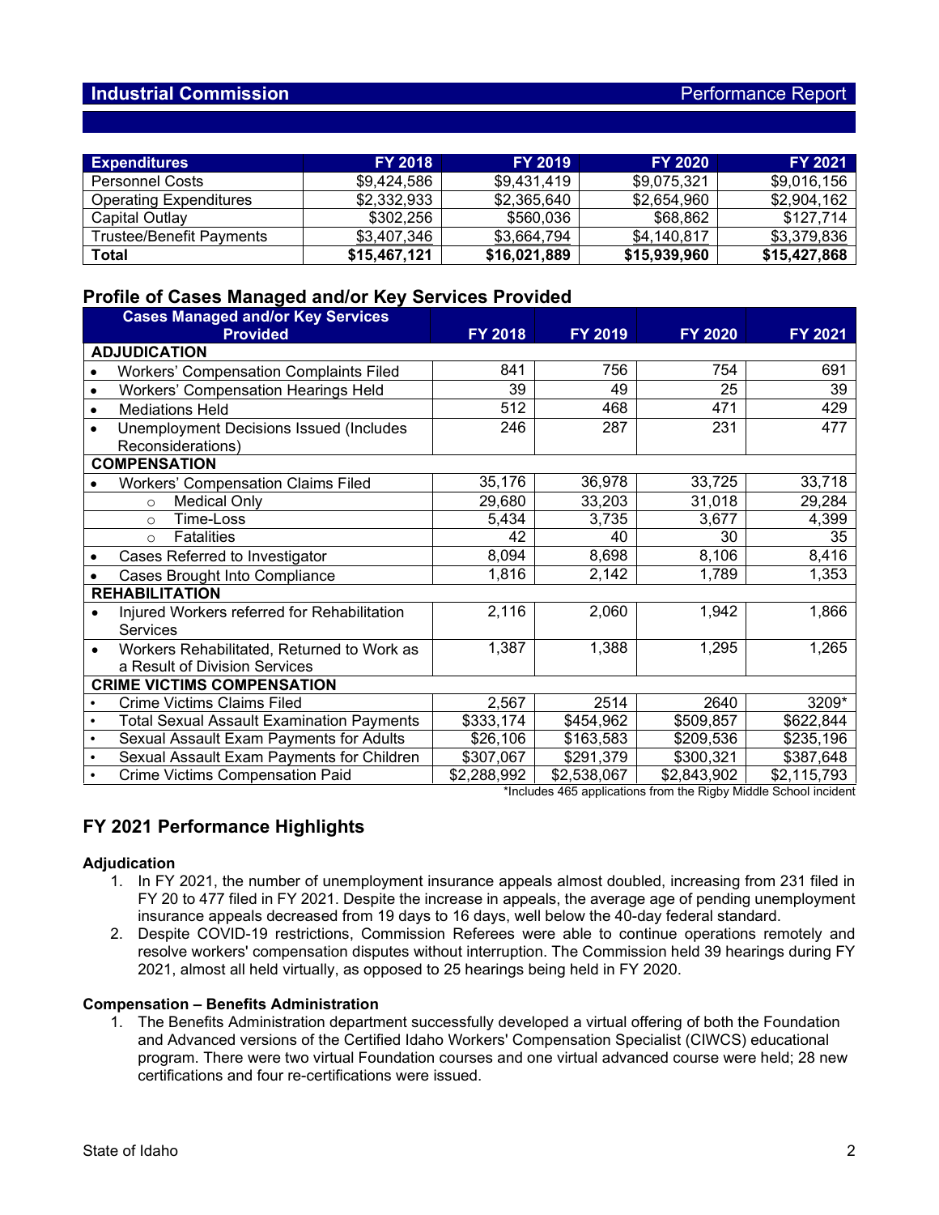| Expenditures | FY 2018 | FY 2019 | FY 2020 | FY 2021 |
|---|---|---|---|---|
| Personnel Costs | $9,424,586 | $9,431,419 | $9,075,321 | $9,016,156 |
| Operating Expenditures | $2,332,933 | $2,365,640 | $2,654,960 | $2,904,162 |
| Capital Outlay | $302,256 | $560,036 | $68,862 | $127,714 |
| Trustee/Benefit Payments | $3,407,346 | $3,664,794 | $4,140,817 | $3,379,836 |
| **Total** | **$15,467,121** | **$16,021,889** | **$15,939,960** | **$15,427,868** |

## Profile of Cases Managed and/or Key Services Provided

| Cases Managed and/or Key Services Provided | FY 2018 | FY 2019 | FY 2020 | FY 2021 |
|---|---|---|---|---|
| **ADJUDICATION** | | | | |
| • Workers' Compensation Complaints Filed | 841 | 756 | 754 | 691 |
| • Workers' Compensation Hearings Held | 39 | 49 | 25 | 39 |
| • Mediations Held | 512 | 468 | 471 | 429 |
| • Unemployment Decisions Issued (Includes Reconsiderations) | 246 | 287 | 231 | 477 |
| **COMPENSATION** | | | | |
| • Workers' Compensation Claims Filed | 35,176 | 36,978 | 33,725 | 33,718 |
| ○ Medical Only | 29,680 | 33,203 | 31,018 | 29,284 |
| ○ Time-Loss | 5,434 | 3,735 | 3,677 | 4,399 |
| ○ Fatalities | 42 | 40 | 30 | 35 |
| • Cases Referred to Investigator | 8,094 | 8,698 | 8,106 | 8,416 |
| • Cases Brought Into Compliance | 1,816 | 2,142 | 1,789 | 1,353 |
| **REHABILITATION** | | | | |
| • Injured Workers referred for Rehabilitation Services | 2,116 | 2,060 | 1,942 | 1,866 |
| • Workers Rehabilitated, Returned to Work as a Result of Division Services | 1,387 | 1,388 | 1,295 | 1,265 |
| **CRIME VICTIMS COMPENSATION** | | | | |
| • Crime Victims Claims Filed | 2,567 | 2514 | 2640 | 3209* |
| • Total Sexual Assault Examination Payments | $333,174 | $454,962 | $509,857 | $622,844 |
| • Sexual Assault Exam Payments for Adults | $26,106 | $163,583 | $209,536 | $235,196 |
| • Sexual Assault Exam Payments for Children | $307,067 | $291,379 | $300,321 | $387,648 |
| • Crime Victims Compensation Paid | $2,288,992 | $2,538,067 | $2,843,902 | $2,115,793 |

*Includes 465 applications from the Rigby Middle School incident

## FY 2021 Performance Highlights

### Adjudication

1. In FY 2021, the number of unemployment insurance appeals almost doubled, increasing from 231 filed in FY 20 to 477 filed in FY 2021. Despite the increase in appeals, the average age of pending unemployment insurance appeals decreased from 19 days to 16 days, well below the 40-day federal standard.
2. Despite COVID-19 restrictions, Commission Referees were able to continue operations remotely and resolve workers' compensation disputes without interruption. The Commission held 39 hearings during FY 2021, almost all held virtually, as opposed to 25 hearings being held in FY 2020.

### Compensation – Benefits Administration

1. The Benefits Administration department successfully developed a virtual offering of both the Foundation and Advanced versions of the Certified Idaho Workers' Compensation Specialist (CIWCS) educational program. There were two virtual Foundation courses and one virtual advanced course were held; 28 new certifications and four re-certifications were issued.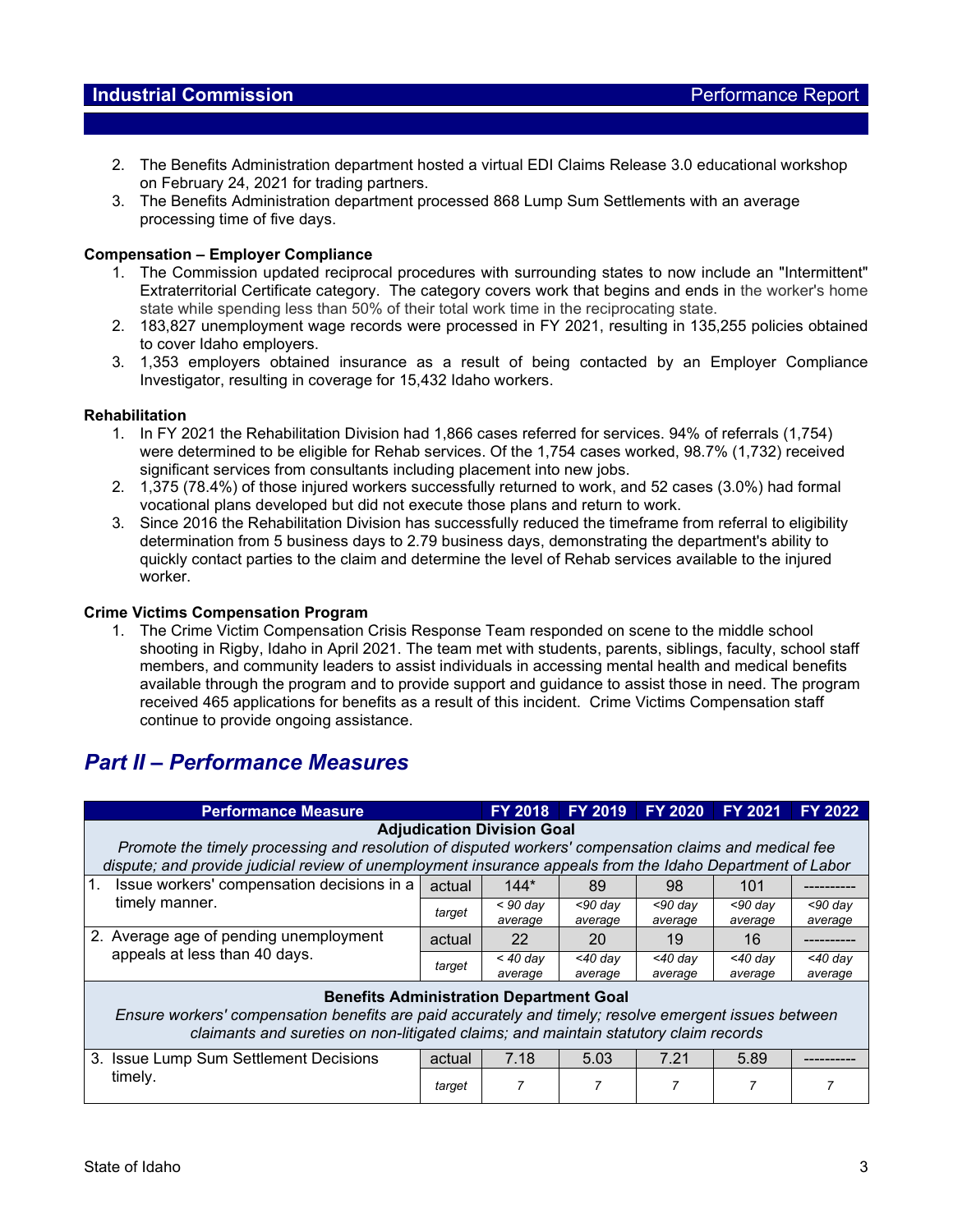2. The Benefits Administration department hosted a virtual EDI Claims Release 3.0 educational workshop on February 24, 2021 for trading partners.
3. The Benefits Administration department processed 868 Lump Sum Settlements with an average processing time of five days.

**Compensation – Employer Compliance**

1. The Commission updated reciprocal procedures with surrounding states to now include an "Intermittent" Extraterritorial Certificate category. The category covers work that begins and ends in the worker's home state while spending less than 50% of their total work time in the reciprocating state.
2. 183,827 unemployment wage records were processed in FY 2021, resulting in 135,255 policies obtained to cover Idaho employers.
3. 1,353 employers obtained insurance as a result of being contacted by an Employer Compliance Investigator, resulting in coverage for 15,432 Idaho workers.

**Rehabilitation**

1. In FY 2021 the Rehabilitation Division had 1,866 cases referred for services. 94% of referrals (1,754) were determined to be eligible for Rehab services. Of the 1,754 cases worked, 98.7% (1,732) received significant services from consultants including placement into new jobs.
2. 1,375 (78.4%) of those injured workers successfully returned to work, and 52 cases (3.0%) had formal vocational plans developed but did not execute those plans and return to work.
3. Since 2016 the Rehabilitation Division has successfully reduced the timeframe from referral to eligibility determination from 5 business days to 2.79 business days, demonstrating the department's ability to quickly contact parties to the claim and determine the level of Rehab services available to the injured worker.

**Crime Victims Compensation Program**

1. The Crime Victim Compensation Crisis Response Team responded on scene to the middle school shooting in Rigby, Idaho in April 2021. The team met with students, parents, siblings, faculty, school staff members, and community leaders to assist individuals in accessing mental health and medical benefits available through the program and to provide support and guidance to assist those in need. The program received 465 applications for benefits as a result of this incident. Crime Victims Compensation staff continue to provide ongoing assistance.

## *Part II – Performance Measures*

| Performance Measure | | FY 2018 | FY 2019 | FY 2020 | FY 2021 | FY 2022 |
|---|---|---|---|---|---|---|
| **Adjudication Division Goal**<br>*Promote the timely processing and resolution of disputed workers' compensation claims and medical fee dispute; and provide judicial review of unemployment insurance appeals from the Idaho Department of Labor* | | | | | | |
| 1. Issue workers' compensation decisions in a timely manner. | actual | 144* | 89 | 98 | 101 | ---------- |
| | *target* | *< 90 day average* | *<90 day average* | *<90 day average* | *<90 day average* | *<90 day average* |
| 2. Average age of pending unemployment appeals at less than 40 days. | actual | 22 | 20 | 19 | 16 | ---------- |
| | *target* | *< 40 day average* | *<40 day average* | *<40 day average* | *<40 day average* | *<40 day average* |
| **Benefits Administration Department Goal**<br>*Ensure workers' compensation benefits are paid accurately and timely; resolve emergent issues between claimants and sureties on non-litigated claims; and maintain statutory claim records* | | | | | | |
| 3. Issue Lump Sum Settlement Decisions timely. | actual | 7.18 | 5.03 | 7.21 | 5.89 | ---------- |
| | *target* | *7* | *7* | *7* | *7* | *7* |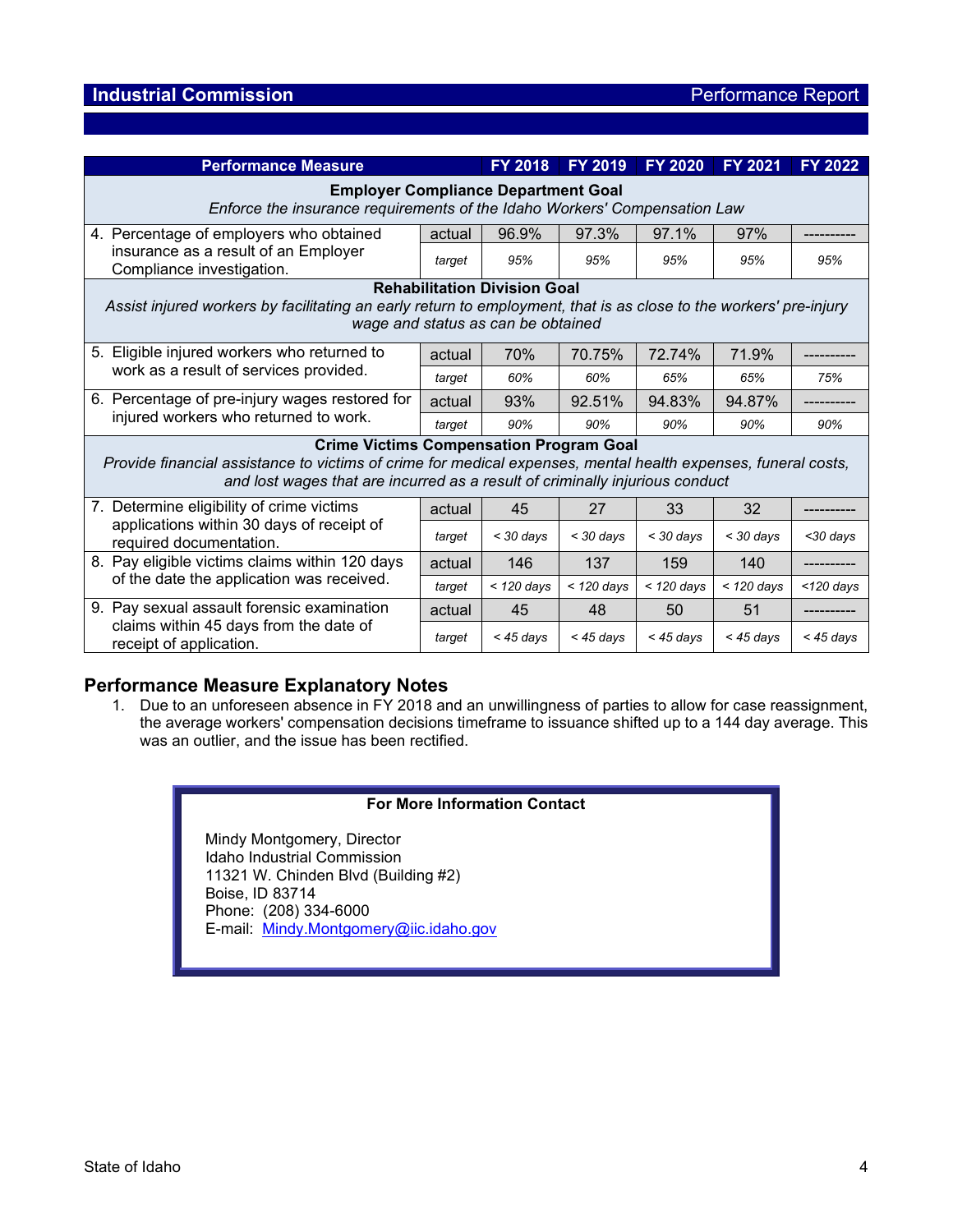## Industrial Commission — Performance Report

| Performance Measure | | FY 2018 | FY 2019 | FY 2020 | FY 2021 | FY 2022 |
|---|---|---|---|---|---|---|
| **Employer Compliance Department Goal** *Enforce the insurance requirements of the Idaho Workers' Compensation Law* | | | | | | |
| 4. Percentage of employers who obtained insurance as a result of an Employer Compliance investigation. | actual | 96.9% | 97.3% | 97.1% | 97% | ---------- |
| | *target* | *95%* | *95%* | *95%* | *95%* | *95%* |
| **Rehabilitation Division Goal** *Assist injured workers by facilitating an early return to employment, that is as close to the workers' pre-injury wage and status as can be obtained* | | | | | | |
| 5. Eligible injured workers who returned to work as a result of services provided. | actual | 70% | 70.75% | 72.74% | 71.9% | ---------- |
| | *target* | *60%* | *60%* | *65%* | *65%* | *75%* |
| 6. Percentage of pre-injury wages restored for injured workers who returned to work. | actual | 93% | 92.51% | 94.83% | 94.87% | ---------- |
| | *target* | *90%* | *90%* | *90%* | *90%* | *90%* |
| **Crime Victims Compensation Program Goal** *Provide financial assistance to victims of crime for medical expenses, mental health expenses, funeral costs, and lost wages that are incurred as a result of criminally injurious conduct* | | | | | | |
| 7. Determine eligibility of crime victims applications within 30 days of receipt of required documentation. | actual | 45 | 27 | 33 | 32 | ---------- |
| | *target* | *< 30 days* | *< 30 days* | *< 30 days* | *< 30 days* | *<30 days* |
| 8. Pay eligible victims claims within 120 days of the date the application was received. | actual | 146 | 137 | 159 | 140 | ---------- |
| | *target* | *< 120 days* | *< 120 days* | *< 120 days* | *< 120 days* | *<120 days* |
| 9. Pay sexual assault forensic examination claims within 45 days from the date of receipt of application. | actual | 45 | 48 | 50 | 51 | ---------- |
| | *target* | *< 45 days* | *< 45 days* | *< 45 days* | *< 45 days* | *< 45 days* |

### Performance Measure Explanatory Notes

1. Due to an unforeseen absence in FY 2018 and an unwillingness of parties to allow for case reassignment, the average workers' compensation decisions timeframe to issuance shifted up to a 144 day average. This was an outlier, and the issue has been rectified.

**For More Information Contact**

Mindy Montgomery, Director
Idaho Industrial Commission
11321 W. Chinden Blvd (Building #2)
Boise, ID 83714
Phone: (208) 334-6000
E-mail: Mindy.Montgomery@iic.idaho.gov